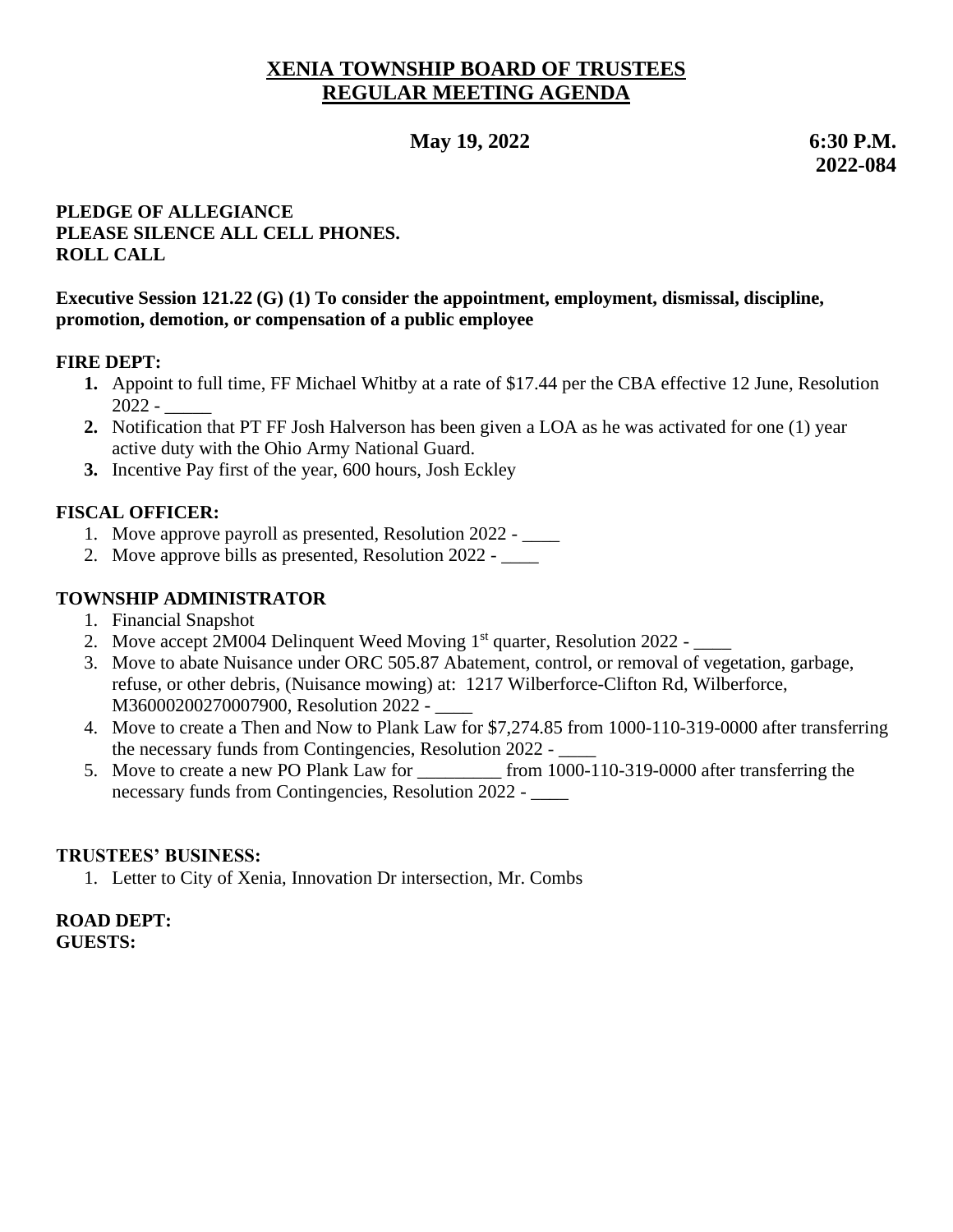# XENIA TOWNSHIP BOARD OF TRUSTEES
# REGULAR MEETING AGENDA

**May 19, 2022** **6:30 P.M.**
**2022-084**

**PLEDGE OF ALLEGIANCE**
**PLEASE SILENCE ALL CELL PHONES.**
**ROLL CALL**

**Executive Session 121.22 (G) (1) To consider the appointment, employment, dismissal, discipline, promotion, demotion, or compensation of a public employee**

**FIRE DEPT:**

1. Appoint to full time, FF Michael Whitby at a rate of $17.44 per the CBA effective 12 June, Resolution 2022 - _____
2. Notification that PT FF Josh Halverson has been given a LOA as he was activated for one (1) year active duty with the Ohio Army National Guard.
3. Incentive Pay first of the year, 600 hours, Josh Eckley

**FISCAL OFFICER:**

1. Move approve payroll as presented, Resolution 2022 - ____
2. Move approve bills as presented, Resolution 2022 - ____

**TOWNSHIP ADMINISTRATOR**

1. Financial Snapshot
2. Move accept 2M004 Delinquent Weed Moving 1st quarter, Resolution 2022 - ____
3. Move to abate Nuisance under ORC 505.87 Abatement, control, or removal of vegetation, garbage, refuse, or other debris, (Nuisance mowing) at: 1217 Wilberforce-Clifton Rd, Wilberforce, M36000200270007900, Resolution 2022 - ____
4. Move to create a Then and Now to Plank Law for $7,274.85 from 1000-110-319-0000 after transferring the necessary funds from Contingencies, Resolution 2022 - ____
5. Move to create a new PO Plank Law for _________ from 1000-110-319-0000 after transferring the necessary funds from Contingencies, Resolution 2022 - ____

**TRUSTEES' BUSINESS:**

1. Letter to City of Xenia, Innovation Dr intersection, Mr. Combs

**ROAD DEPT:**
**GUESTS:**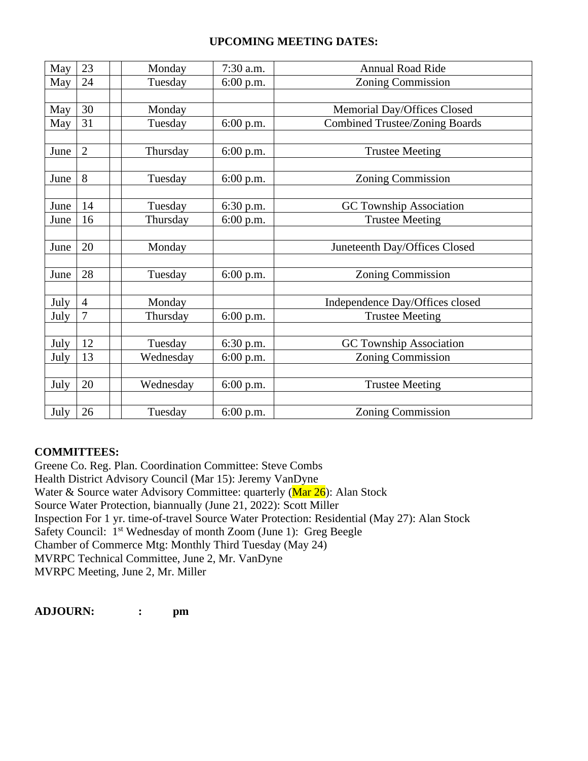**UPCOMING MEETING DATES:**

| | | | | | |
|---|---|---|---|---|---|
| May | 23 | | Monday | 7:30 a.m. | Annual Road Ride |
| May | 24 | | Tuesday | 6:00 p.m. | Zoning Commission |
| | | | | | |
| May | 30 | | Monday | | Memorial Day/Offices Closed |
| May | 31 | | Tuesday | 6:00 p.m. | Combined Trustee/Zoning Boards |
| | | | | | |
| June | 2 | | Thursday | 6:00 p.m. | Trustee Meeting |
| | | | | | |
| June | 8 | | Tuesday | 6:00 p.m. | Zoning Commission |
| | | | | | |
| June | 14 | | Tuesday | 6:30 p.m. | GC Township Association |
| June | 16 | | Thursday | 6:00 p.m. | Trustee Meeting |
| | | | | | |
| June | 20 | | Monday | | Juneteenth Day/Offices Closed |
| | | | | | |
| June | 28 | | Tuesday | 6:00 p.m. | Zoning Commission |
| | | | | | |
| July | 4 | | Monday | | Independence Day/Offices closed |
| July | 7 | | Thursday | 6:00 p.m. | Trustee Meeting |
| | | | | | |
| July | 12 | | Tuesday | 6:30 p.m. | GC Township Association |
| July | 13 | | Wednesday | 6:00 p.m. | Zoning Commission |
| | | | | | |
| July | 20 | | Wednesday | 6:00 p.m. | Trustee Meeting |
| | | | | | |
| July | 26 | | Tuesday | 6:00 p.m. | Zoning Commission |

**COMMITTEES:**

Greene Co. Reg. Plan. Coordination Committee: Steve Combs
Health District Advisory Council (Mar 15): Jeremy VanDyne
Water & Source water Advisory Committee: quarterly (Mar 26): Alan Stock
Source Water Protection, biannually (June 21, 2022): Scott Miller
Inspection For 1 yr. time-of-travel Source Water Protection: Residential (May 27): Alan Stock
Safety Council: 1st Wednesday of month Zoom (June 1): Greg Beegle
Chamber of Commerce Mtg: Monthly Third Tuesday (May 24)
MVRPC Technical Committee, June 2, Mr. VanDyne
MVRPC Meeting, June 2, Mr. Miller

**ADJOURN: : pm**